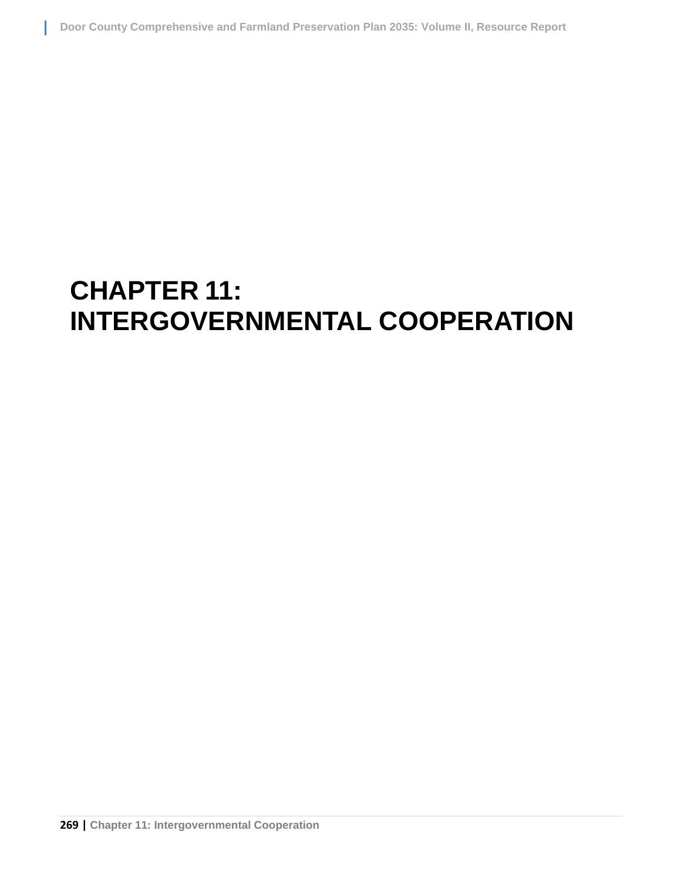# CHAPTER 11: INTERGOVERNMENTAL COOPERATION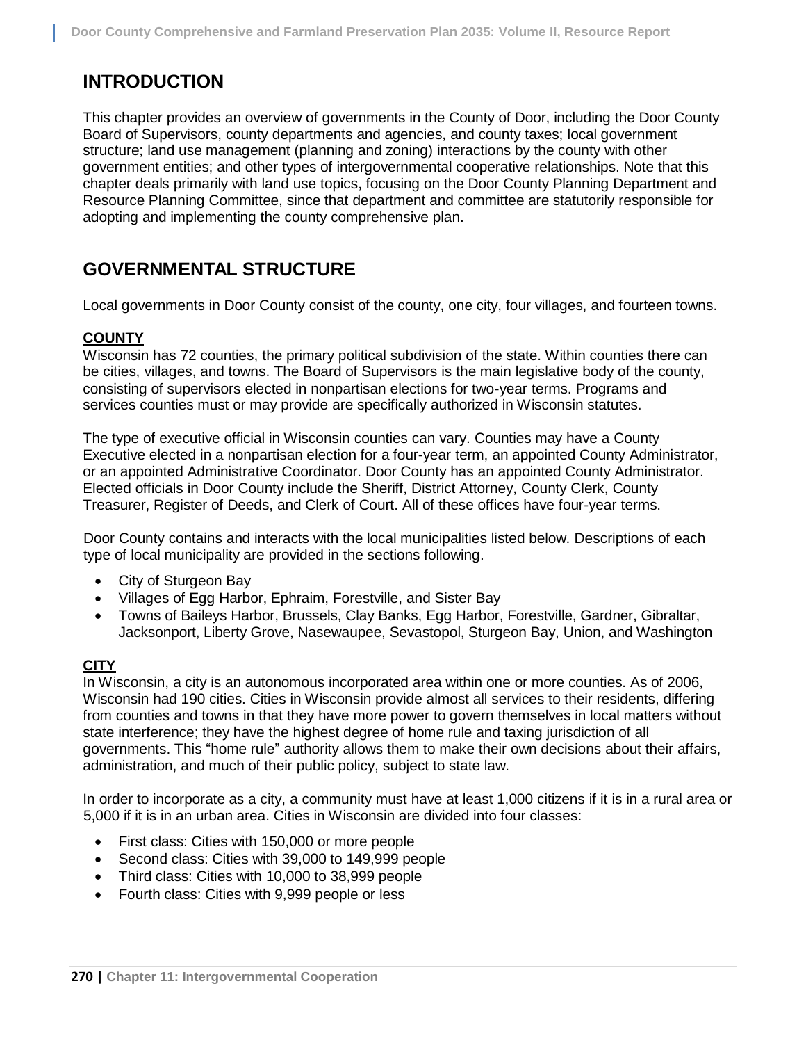## INTRODUCTION

This chapter provides an overview of governments in the County of Door, including the Door County Board of Supervisors, county departments and agencies, and county taxes; local government structure; land use management (planning and zoning) interactions by the county with other government entities; and other types of intergovernmental cooperative relationships. Note that this chapter deals primarily with land use topics, focusing on the Door County Planning Department and Resource Planning Committee, since that department and committee are statutorily responsible for adopting and implementing the county comprehensive plan.

## GOVERNMENTAL STRUCTURE

Local governments in Door County consist of the county, one city, four villages, and fourteen towns.

### COUNTY

Wisconsin has 72 counties, the primary political subdivision of the state. Within counties there can be cities, villages, and towns. The Board of Supervisors is the main legislative body of the county, consisting of supervisors elected in nonpartisan elections for two-year terms. Programs and services counties must or may provide are specifically authorized in Wisconsin statutes.

The type of executive official in Wisconsin counties can vary. Counties may have a County Executive elected in a nonpartisan election for a four-year term, an appointed County Administrator, or an appointed Administrative Coordinator. Door County has an appointed County Administrator. Elected officials in Door County include the Sheriff, District Attorney, County Clerk, County Treasurer, Register of Deeds, and Clerk of Court. All of these offices have four-year terms.

Door County contains and interacts with the local municipalities listed below. Descriptions of each type of local municipality are provided in the sections following.

- City of Sturgeon Bay
- Villages of Egg Harbor, Ephraim, Forestville, and Sister Bay
- Towns of Baileys Harbor, Brussels, Clay Banks, Egg Harbor, Forestville, Gardner, Gibraltar, Jacksonport, Liberty Grove, Nasewaupee, Sevastopol, Sturgeon Bay, Union, and Washington

### CITY

In Wisconsin, a city is an autonomous incorporated area within one or more counties. As of 2006, Wisconsin had 190 cities. Cities in Wisconsin provide almost all services to their residents, differing from counties and towns in that they have more power to govern themselves in local matters without state interference; they have the highest degree of home rule and taxing jurisdiction of all governments. This “home rule” authority allows them to make their own decisions about their affairs, administration, and much of their public policy, subject to state law.

In order to incorporate as a city, a community must have at least 1,000 citizens if it is in a rural area or 5,000 if it is in an urban area. Cities in Wisconsin are divided into four classes:

- First class: Cities with 150,000 or more people
- Second class: Cities with 39,000 to 149,999 people
- Third class: Cities with 10,000 to 38,999 people
- Fourth class: Cities with 9,999 people or less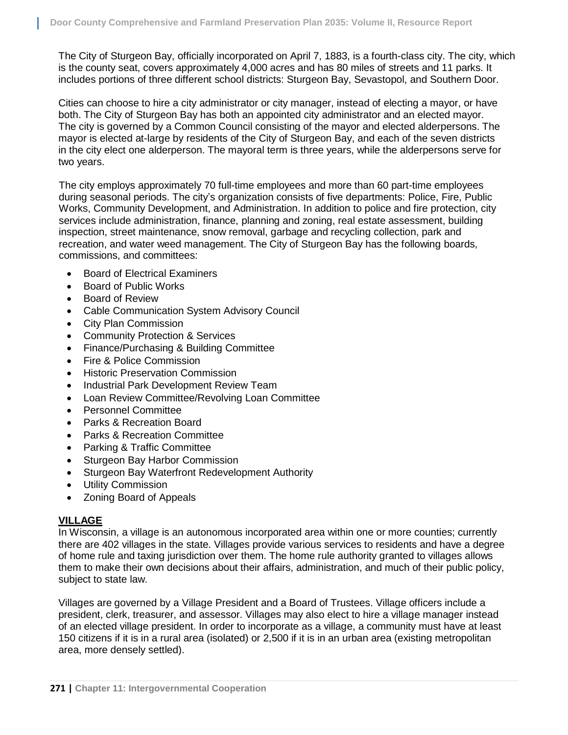The City of Sturgeon Bay, officially incorporated on April 7, 1883, is a fourth-class city. The city, which is the county seat, covers approximately 4,000 acres and has 80 miles of streets and 11 parks. It includes portions of three different school districts: Sturgeon Bay, Sevastopol, and Southern Door.

Cities can choose to hire a city administrator or city manager, instead of electing a mayor, or have both. The City of Sturgeon Bay has both an appointed city administrator and an elected mayor. The city is governed by a Common Council consisting of the mayor and elected alderpersons. The mayor is elected at-large by residents of the City of Sturgeon Bay, and each of the seven districts in the city elect one alderperson. The mayoral term is three years, while the alderpersons serve for two years.

The city employs approximately 70 full-time employees and more than 60 part-time employees during seasonal periods. The city's organization consists of five departments: Police, Fire, Public Works, Community Development, and Administration. In addition to police and fire protection, city services include administration, finance, planning and zoning, real estate assessment, building inspection, street maintenance, snow removal, garbage and recycling collection, park and recreation, and water weed management. The City of Sturgeon Bay has the following boards, commissions, and committees:

- Board of Electrical Examiners
- Board of Public Works
- Board of Review
- Cable Communication System Advisory Council
- City Plan Commission
- Community Protection & Services
- Finance/Purchasing & Building Committee
- Fire & Police Commission
- Historic Preservation Commission
- Industrial Park Development Review Team
- Loan Review Committee/Revolving Loan Committee
- Personnel Committee
- Parks & Recreation Board
- Parks & Recreation Committee
- Parking & Traffic Committee
- Sturgeon Bay Harbor Commission
- Sturgeon Bay Waterfront Redevelopment Authority
- Utility Commission
- Zoning Board of Appeals

## VILLAGE

In Wisconsin, a village is an autonomous incorporated area within one or more counties; currently there are 402 villages in the state. Villages provide various services to residents and have a degree of home rule and taxing jurisdiction over them. The home rule authority granted to villages allows them to make their own decisions about their affairs, administration, and much of their public policy, subject to state law.

Villages are governed by a Village President and a Board of Trustees. Village officers include a president, clerk, treasurer, and assessor. Villages may also elect to hire a village manager instead of an elected village president. In order to incorporate as a village, a community must have at least 150 citizens if it is in a rural area (isolated) or 2,500 if it is in an urban area (existing metropolitan area, more densely settled).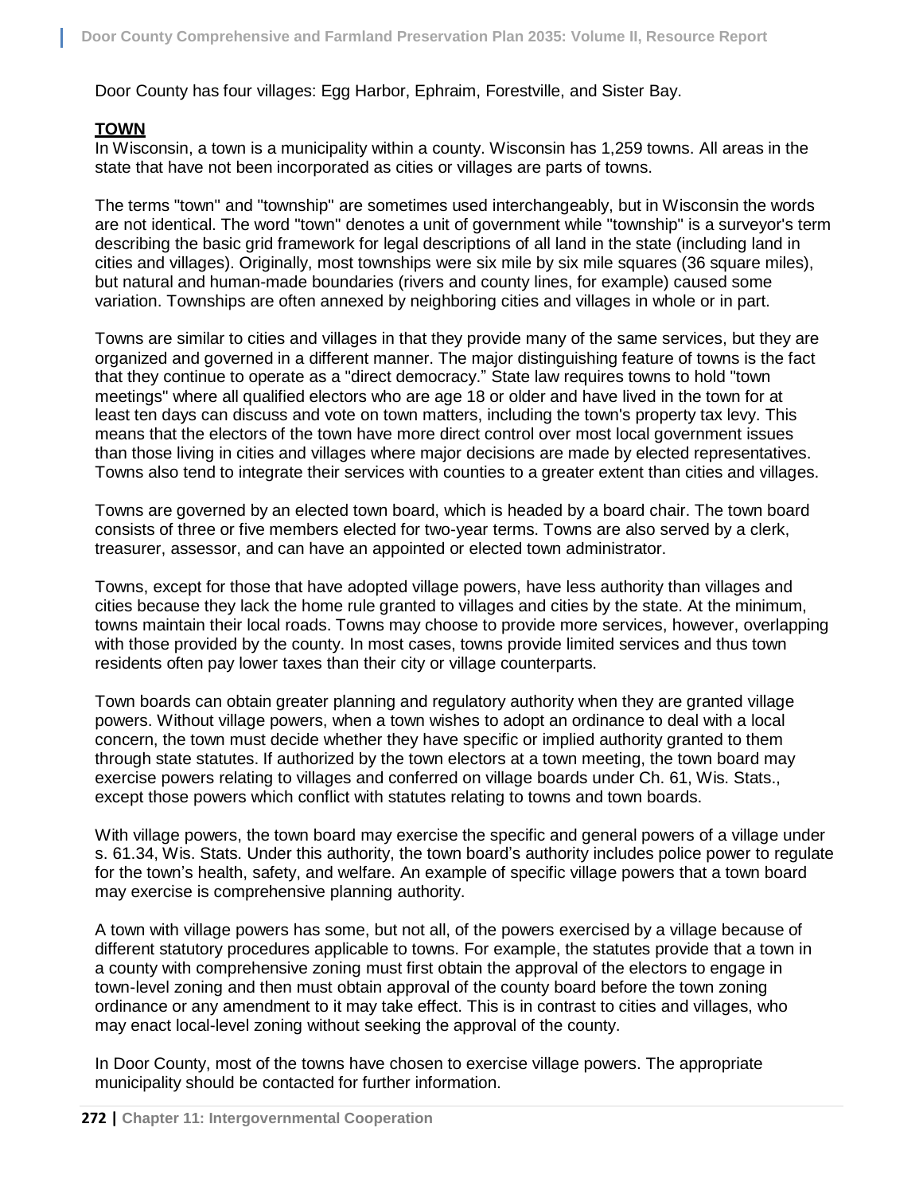Door County has four villages: Egg Harbor, Ephraim, Forestville, and Sister Bay.

## TOWN

In Wisconsin, a town is a municipality within a county. Wisconsin has 1,259 towns. All areas in the state that have not been incorporated as cities or villages are parts of towns.

The terms "town" and "township" are sometimes used interchangeably, but in Wisconsin the words are not identical. The word "town" denotes a unit of government while "township" is a surveyor's term describing the basic grid framework for legal descriptions of all land in the state (including land in cities and villages). Originally, most townships were six mile by six mile squares (36 square miles), but natural and human-made boundaries (rivers and county lines, for example) caused some variation. Townships are often annexed by neighboring cities and villages in whole or in part.

Towns are similar to cities and villages in that they provide many of the same services, but they are organized and governed in a different manner. The major distinguishing feature of towns is the fact that they continue to operate as a "direct democracy." State law requires towns to hold "town meetings" where all qualified electors who are age 18 or older and have lived in the town for at least ten days can discuss and vote on town matters, including the town's property tax levy. This means that the electors of the town have more direct control over most local government issues than those living in cities and villages where major decisions are made by elected representatives. Towns also tend to integrate their services with counties to a greater extent than cities and villages.

Towns are governed by an elected town board, which is headed by a board chair. The town board consists of three or five members elected for two-year terms. Towns are also served by a clerk, treasurer, assessor, and can have an appointed or elected town administrator.

Towns, except for those that have adopted village powers, have less authority than villages and cities because they lack the home rule granted to villages and cities by the state. At the minimum, towns maintain their local roads. Towns may choose to provide more services, however, overlapping with those provided by the county. In most cases, towns provide limited services and thus town residents often pay lower taxes than their city or village counterparts.

Town boards can obtain greater planning and regulatory authority when they are granted village powers. Without village powers, when a town wishes to adopt an ordinance to deal with a local concern, the town must decide whether they have specific or implied authority granted to them through state statutes. If authorized by the town electors at a town meeting, the town board may exercise powers relating to villages and conferred on village boards under Ch. 61, Wis. Stats., except those powers which conflict with statutes relating to towns and town boards.

With village powers, the town board may exercise the specific and general powers of a village under s. 61.34, Wis. Stats. Under this authority, the town board's authority includes police power to regulate for the town's health, safety, and welfare. An example of specific village powers that a town board may exercise is comprehensive planning authority.

A town with village powers has some, but not all, of the powers exercised by a village because of different statutory procedures applicable to towns. For example, the statutes provide that a town in a county with comprehensive zoning must first obtain the approval of the electors to engage in town-level zoning and then must obtain approval of the county board before the town zoning ordinance or any amendment to it may take effect. This is in contrast to cities and villages, who may enact local-level zoning without seeking the approval of the county.

In Door County, most of the towns have chosen to exercise village powers. The appropriate municipality should be contacted for further information.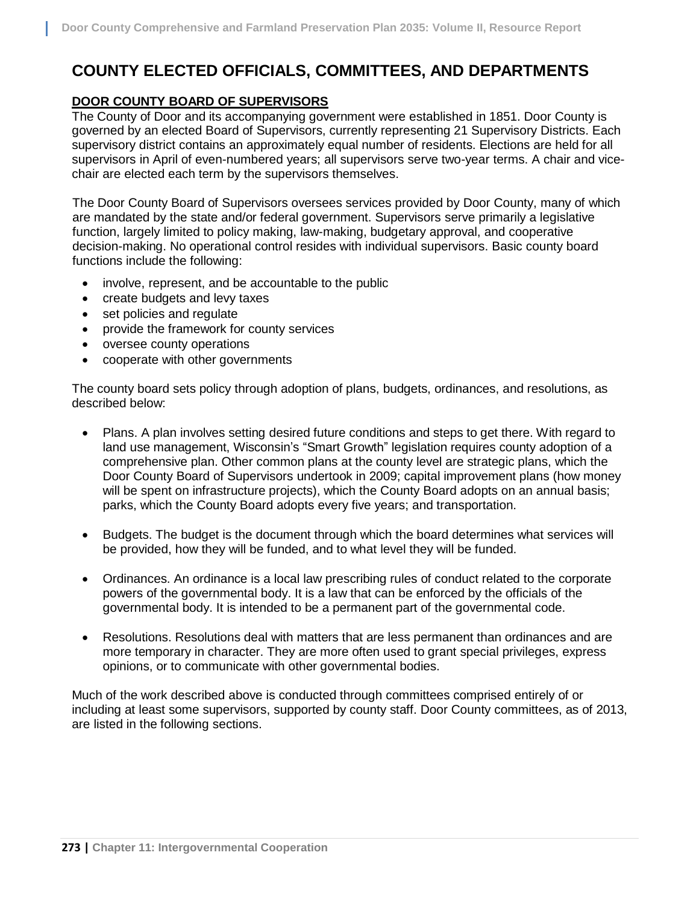# COUNTY ELECTED OFFICIALS, COMMITTEES, AND DEPARTMENTS

## DOOR COUNTY BOARD OF SUPERVISORS

The County of Door and its accompanying government were established in 1851. Door County is governed by an elected Board of Supervisors, currently representing 21 Supervisory Districts. Each supervisory district contains an approximately equal number of residents. Elections are held for all supervisors in April of even-numbered years; all supervisors serve two-year terms. A chair and vice-chair are elected each term by the supervisors themselves.

The Door County Board of Supervisors oversees services provided by Door County, many of which are mandated by the state and/or federal government. Supervisors serve primarily a legislative function, largely limited to policy making, law-making, budgetary approval, and cooperative decision-making. No operational control resides with individual supervisors. Basic county board functions include the following:

- involve, represent, and be accountable to the public
- create budgets and levy taxes
- set policies and regulate
- provide the framework for county services
- oversee county operations
- cooperate with other governments

The county board sets policy through adoption of plans, budgets, ordinances, and resolutions, as described below:

- Plans. A plan involves setting desired future conditions and steps to get there. With regard to land use management, Wisconsin's "Smart Growth" legislation requires county adoption of a comprehensive plan. Other common plans at the county level are strategic plans, which the Door County Board of Supervisors undertook in 2009; capital improvement plans (how money will be spent on infrastructure projects), which the County Board adopts on an annual basis; parks, which the County Board adopts every five years; and transportation.

- Budgets. The budget is the document through which the board determines what services will be provided, how they will be funded, and to what level they will be funded.

- Ordinances. An ordinance is a local law prescribing rules of conduct related to the corporate powers of the governmental body. It is a law that can be enforced by the officials of the governmental body. It is intended to be a permanent part of the governmental code.

- Resolutions. Resolutions deal with matters that are less permanent than ordinances and are more temporary in character. They are more often used to grant special privileges, express opinions, or to communicate with other governmental bodies.

Much of the work described above is conducted through committees comprised entirely of or including at least some supervisors, supported by county staff. Door County committees, as of 2013, are listed in the following sections.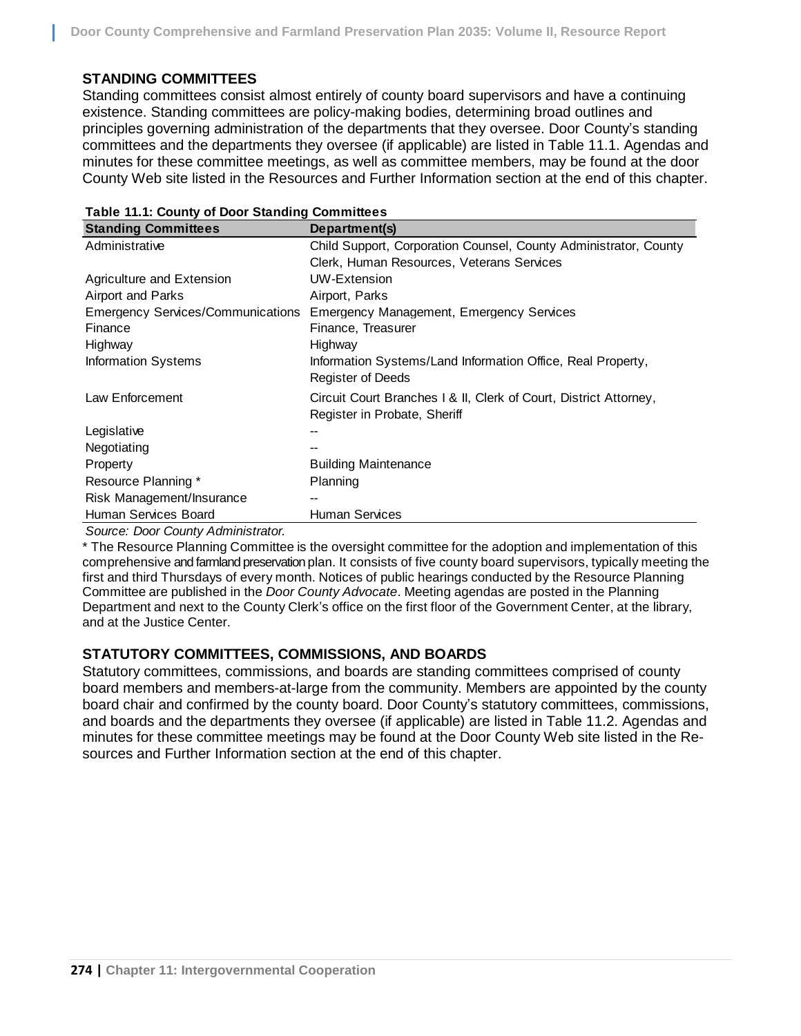## STANDING COMMITTEES

Standing committees consist almost entirely of county board supervisors and have a continuing existence. Standing committees are policy-making bodies, determining broad outlines and principles governing administration of the departments that they oversee. Door County's standing committees and the departments they oversee (if applicable) are listed in Table 11.1. Agendas and minutes for these committee meetings, as well as committee members, may be found at the door County Web site listed in the Resources and Further Information section at the end of this chapter.

**Table 11.1: County of Door Standing Committees**

| Standing Committees | Department(s) |
|---|---|
| Administrative | Child Support, Corporation Counsel, County Administrator, County Clerk, Human Resources, Veterans Services |
| Agriculture and Extension | UW-Extension |
| Airport and Parks | Airport, Parks |
| Emergency Services/Communications | Emergency Management, Emergency Services |
| Finance | Finance, Treasurer |
| Highway | Highway |
| Information Systems | Information Systems/Land Information Office, Real Property, Register of Deeds |
| Law Enforcement | Circuit Court Branches I & II, Clerk of Court, District Attorney, Register in Probate, Sheriff |
| Legislative | -- |
| Negotiating | -- |
| Property | Building Maintenance |
| Resource Planning * | Planning |
| Risk Management/Insurance | -- |
| Human Services Board | Human Services |

*Source: Door County Administrator.*

\* The Resource Planning Committee is the oversight committee for the adoption and implementation of this comprehensive and farmland preservation plan. It consists of five county board supervisors, typically meeting the first and third Thursdays of every month. Notices of public hearings conducted by the Resource Planning Committee are published in the *Door County Advocate*. Meeting agendas are posted in the Planning Department and next to the County Clerk's office on the first floor of the Government Center, at the library, and at the Justice Center.

## STATUTORY COMMITTEES, COMMISSIONS, AND BOARDS

Statutory committees, commissions, and boards are standing committees comprised of county board members and members-at-large from the community. Members are appointed by the county board chair and confirmed by the county board. Door County's statutory committees, commissions, and boards and the departments they oversee (if applicable) are listed in Table 11.2. Agendas and minutes for these committee meetings may be found at the Door County Web site listed in the Resources and Further Information section at the end of this chapter.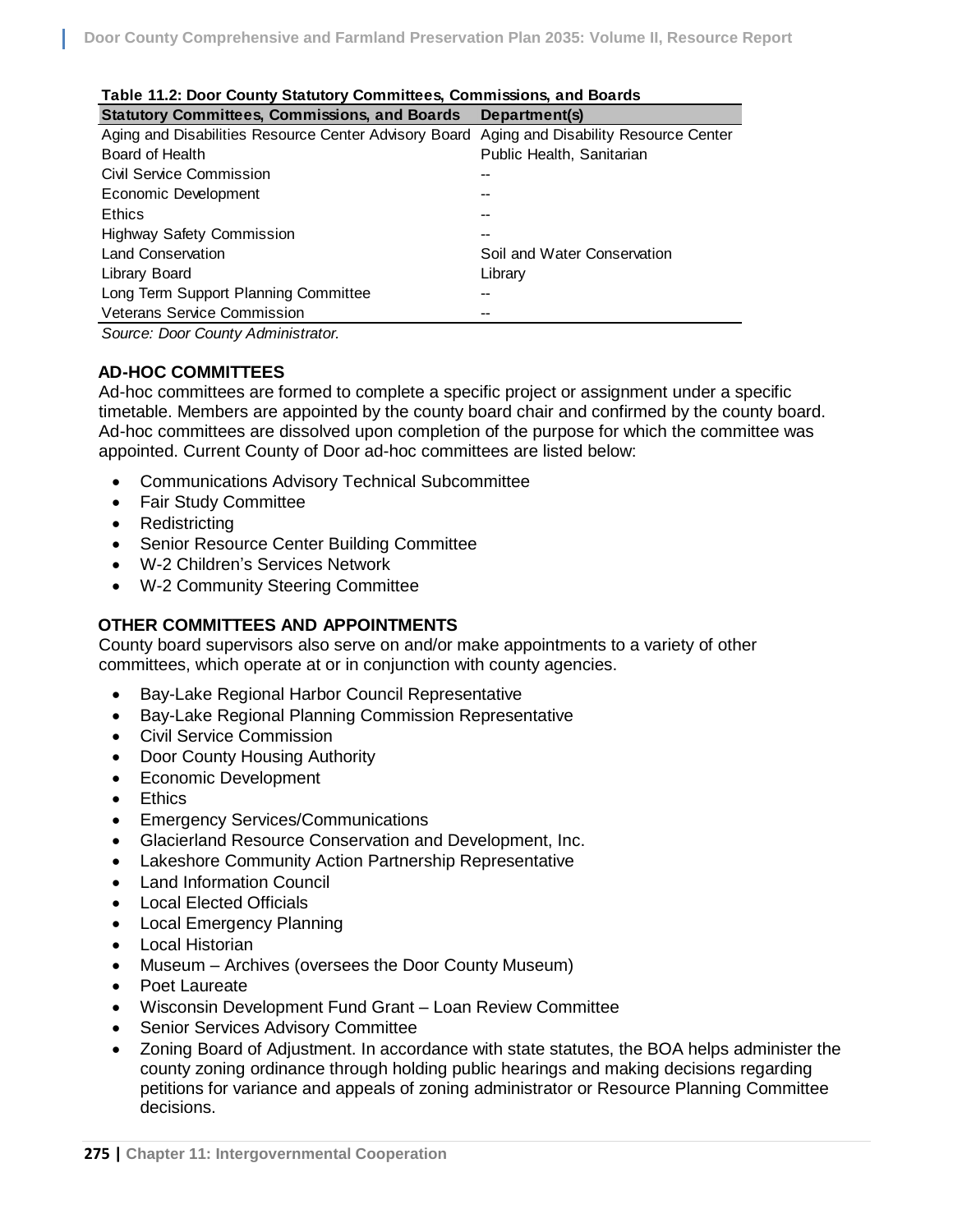**Table 11.2: Door County Statutory Committees, Commissions, and Boards**

| Statutory Committees, Commissions, and Boards | Department(s) |
|---|---|
| Aging and Disabilities Resource Center Advisory Board | Aging and Disability Resource Center |
| Board of Health | Public Health, Sanitarian |
| Civil Service Commission | -- |
| Economic Development | -- |
| Ethics | -- |
| Highway Safety Commission | -- |
| Land Conservation | Soil and Water Conservation |
| Library Board | Library |
| Long Term Support Planning Committee | -- |
| Veterans Service Commission | -- |

*Source: Door County Administrator.*

### AD-HOC COMMITTEES

Ad-hoc committees are formed to complete a specific project or assignment under a specific timetable. Members are appointed by the county board chair and confirmed by the county board. Ad-hoc committees are dissolved upon completion of the purpose for which the committee was appointed. Current County of Door ad-hoc committees are listed below:

- Communications Advisory Technical Subcommittee
- Fair Study Committee
- Redistricting
- Senior Resource Center Building Committee
- W-2 Children's Services Network
- W-2 Community Steering Committee

### OTHER COMMITTEES AND APPOINTMENTS

County board supervisors also serve on and/or make appointments to a variety of other committees, which operate at or in conjunction with county agencies.

- Bay-Lake Regional Harbor Council Representative
- Bay-Lake Regional Planning Commission Representative
- Civil Service Commission
- Door County Housing Authority
- Economic Development
- Ethics
- Emergency Services/Communications
- Glacierland Resource Conservation and Development, Inc.
- Lakeshore Community Action Partnership Representative
- Land Information Council
- Local Elected Officials
- Local Emergency Planning
- Local Historian
- Museum – Archives (oversees the Door County Museum)
- Poet Laureate
- Wisconsin Development Fund Grant – Loan Review Committee
- Senior Services Advisory Committee
- Zoning Board of Adjustment. In accordance with state statutes, the BOA helps administer the county zoning ordinance through holding public hearings and making decisions regarding petitions for variance and appeals of zoning administrator or Resource Planning Committee decisions.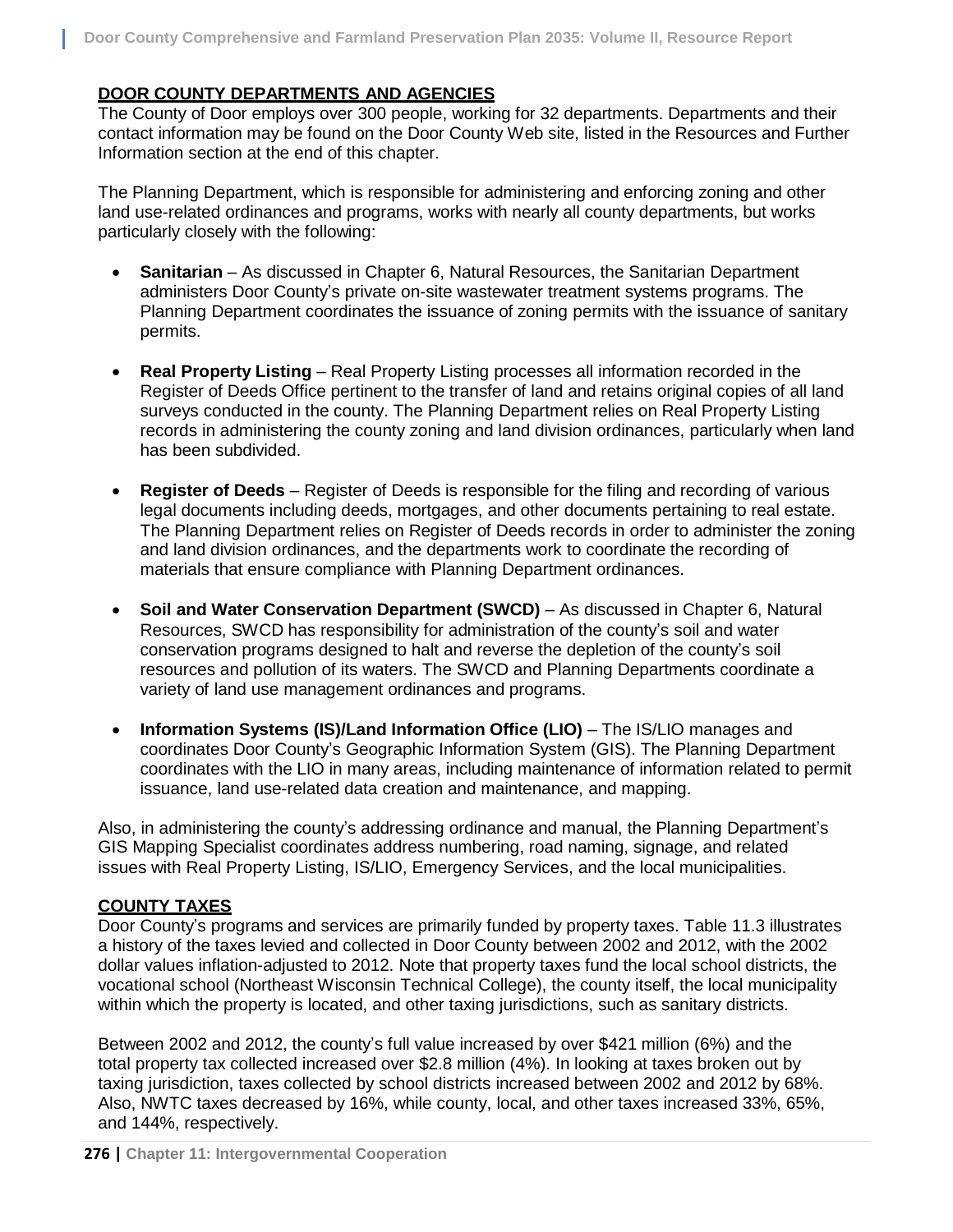## DOOR COUNTY DEPARTMENTS AND AGENCIES

The County of Door employs over 300 people, working for 32 departments. Departments and their contact information may be found on the Door County Web site, listed in the Resources and Further Information section at the end of this chapter.

The Planning Department, which is responsible for administering and enforcing zoning and other land use-related ordinances and programs, works with nearly all county departments, but works particularly closely with the following:

- **Sanitarian** – As discussed in Chapter 6, Natural Resources, the Sanitarian Department administers Door County's private on-site wastewater treatment systems programs. The Planning Department coordinates the issuance of zoning permits with the issuance of sanitary permits.

- **Real Property Listing** – Real Property Listing processes all information recorded in the Register of Deeds Office pertinent to the transfer of land and retains original copies of all land surveys conducted in the county. The Planning Department relies on Real Property Listing records in administering the county zoning and land division ordinances, particularly when land has been subdivided.

- **Register of Deeds** – Register of Deeds is responsible for the filing and recording of various legal documents including deeds, mortgages, and other documents pertaining to real estate. The Planning Department relies on Register of Deeds records in order to administer the zoning and land division ordinances, and the departments work to coordinate the recording of materials that ensure compliance with Planning Department ordinances.

- **Soil and Water Conservation Department (SWCD)** – As discussed in Chapter 6, Natural Resources, SWCD has responsibility for administration of the county's soil and water conservation programs designed to halt and reverse the depletion of the county's soil resources and pollution of its waters. The SWCD and Planning Departments coordinate a variety of land use management ordinances and programs.

- **Information Systems (IS)/Land Information Office (LIO)** – The IS/LIO manages and coordinates Door County's Geographic Information System (GIS). The Planning Department coordinates with the LIO in many areas, including maintenance of information related to permit issuance, land use-related data creation and maintenance, and mapping.

Also, in administering the county's addressing ordinance and manual, the Planning Department's GIS Mapping Specialist coordinates address numbering, road naming, signage, and related issues with Real Property Listing, IS/LIO, Emergency Services, and the local municipalities.

## COUNTY TAXES

Door County's programs and services are primarily funded by property taxes. Table 11.3 illustrates a history of the taxes levied and collected in Door County between 2002 and 2012, with the 2002 dollar values inflation-adjusted to 2012. Note that property taxes fund the local school districts, the vocational school (Northeast Wisconsin Technical College), the county itself, the local municipality within which the property is located, and other taxing jurisdictions, such as sanitary districts.

Between 2002 and 2012, the county's full value increased by over $421 million (6%) and the total property tax collected increased over $2.8 million (4%). In looking at taxes broken out by taxing jurisdiction, taxes collected by school districts increased between 2002 and 2012 by 68%. Also, NWTC taxes decreased by 16%, while county, local, and other taxes increased 33%, 65%, and 144%, respectively.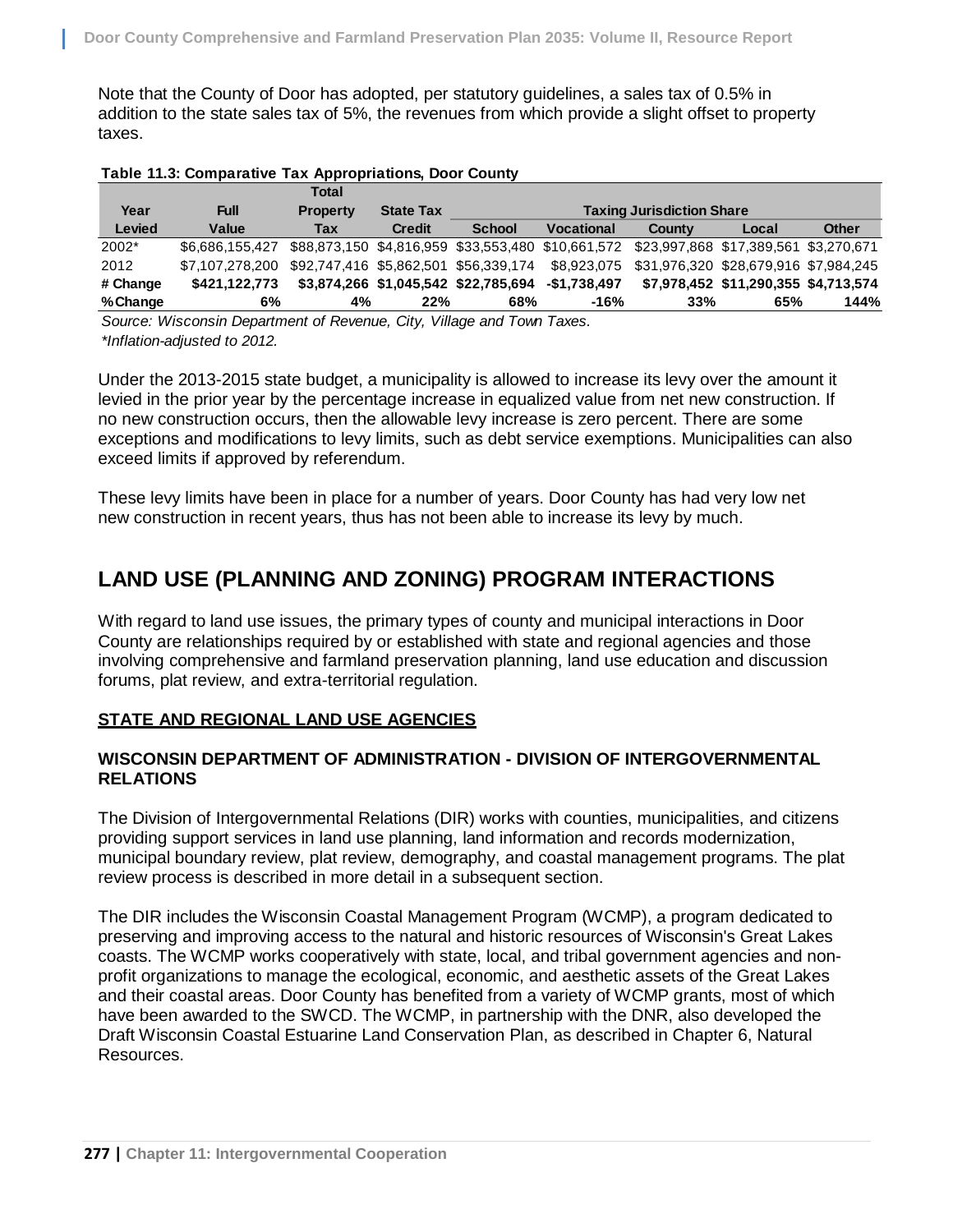Note that the County of Door has adopted, per statutory guidelines, a sales tax of 0.5% in addition to the state sales tax of 5%, the revenues from which provide a slight offset to property taxes.

**Table 11.3: Comparative Tax Appropriations, Door County**

| Year Levied | Full Value | Total Property Tax | State Tax Credit | Taxing Jurisdiction Share | | | | |
|---|---|---|---|---|---|---|---|---|
| | | | | School | Vocational | County | Local | Other |
| 2002* | $6,686,155,427 | $88,873,150 | $4,816,959 | $33,553,480 | $10,661,572 | $23,997,868 | $17,389,561 | $3,270,671 |
| 2012 | $7,107,278,200 | $92,747,416 | $5,862,501 | $56,339,174 | $8,923,075 | $31,976,320 | $28,679,916 | $7,984,245 |
| **# Change** | **$421,122,773** | **$3,874,266** | **$1,045,542** | **$22,785,694** | **-$1,738,497** | **$7,978,452** | **$11,290,355** | **$4,713,574** |
| **% Change** | **6%** | **4%** | **22%** | **68%** | **-16%** | **33%** | **65%** | **144%** |

*Source: Wisconsin Department of Revenue, City, Village and Town Taxes.*
*\*Inflation-adjusted to 2012.*

Under the 2013-2015 state budget, a municipality is allowed to increase its levy over the amount it levied in the prior year by the percentage increase in equalized value from net new construction. If no new construction occurs, then the allowable levy increase is zero percent. There are some exceptions and modifications to levy limits, such as debt service exemptions. Municipalities can also exceed limits if approved by referendum.

These levy limits have been in place for a number of years. Door County has had very low net new construction in recent years, thus has not been able to increase its levy by much.

# LAND USE (PLANNING AND ZONING) PROGRAM INTERACTIONS

With regard to land use issues, the primary types of county and municipal interactions in Door County are relationships required by or established with state and regional agencies and those involving comprehensive and farmland preservation planning, land use education and discussion forums, plat review, and extra-territorial regulation.

## STATE AND REGIONAL LAND USE AGENCIES

### WISCONSIN DEPARTMENT OF ADMINISTRATION - DIVISION OF INTERGOVERNMENTAL RELATIONS

The Division of Intergovernmental Relations (DIR) works with counties, municipalities, and citizens providing support services in land use planning, land information and records modernization, municipal boundary review, plat review, demography, and coastal management programs. The plat review process is described in more detail in a subsequent section.

The DIR includes the Wisconsin Coastal Management Program (WCMP), a program dedicated to preserving and improving access to the natural and historic resources of Wisconsin's Great Lakes coasts. The WCMP works cooperatively with state, local, and tribal government agencies and non-profit organizations to manage the ecological, economic, and aesthetic assets of the Great Lakes and their coastal areas. Door County has benefited from a variety of WCMP grants, most of which have been awarded to the SWCD. The WCMP, in partnership with the DNR, also developed the Draft Wisconsin Coastal Estuarine Land Conservation Plan, as described in Chapter 6, Natural Resources.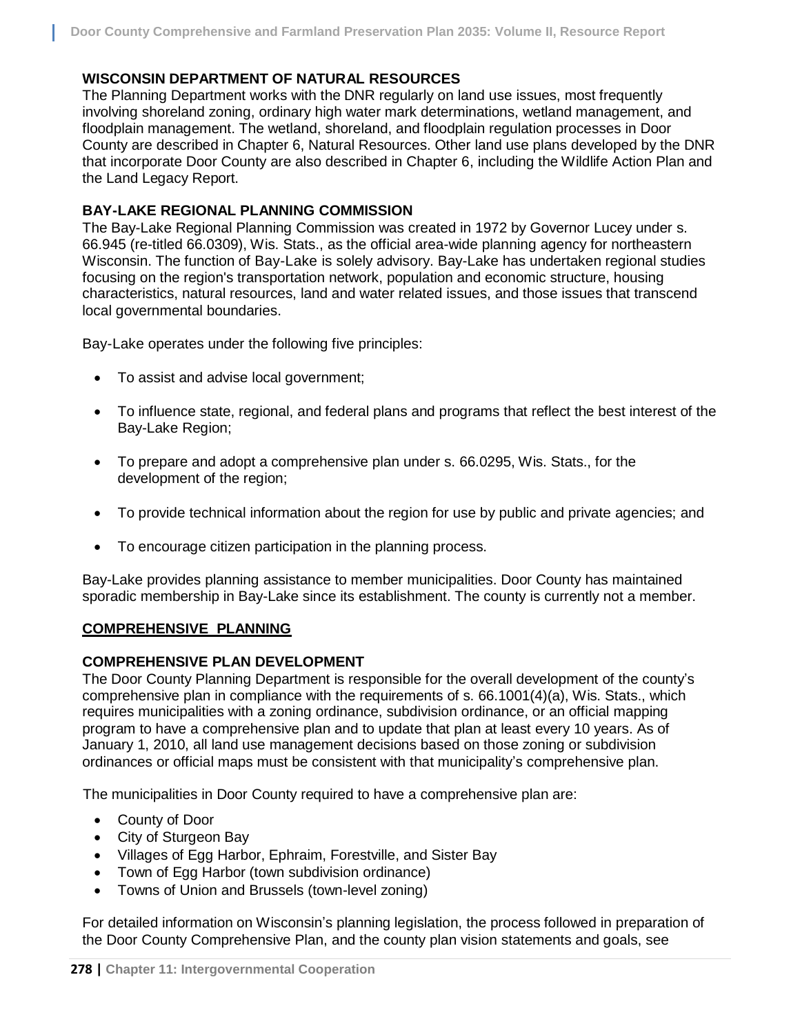### WISCONSIN DEPARTMENT OF NATURAL RESOURCES

The Planning Department works with the DNR regularly on land use issues, most frequently involving shoreland zoning, ordinary high water mark determinations, wetland management, and floodplain management. The wetland, shoreland, and floodplain regulation processes in Door County are described in Chapter 6, Natural Resources. Other land use plans developed by the DNR that incorporate Door County are also described in Chapter 6, including the Wildlife Action Plan and the Land Legacy Report.

### BAY-LAKE REGIONAL PLANNING COMMISSION

The Bay-Lake Regional Planning Commission was created in 1972 by Governor Lucey under s. 66.945 (re-titled 66.0309), Wis. Stats., as the official area-wide planning agency for northeastern Wisconsin. The function of Bay-Lake is solely advisory. Bay-Lake has undertaken regional studies focusing on the region's transportation network, population and economic structure, housing characteristics, natural resources, land and water related issues, and those issues that transcend local governmental boundaries.

Bay-Lake operates under the following five principles:

- To assist and advise local government;
- To influence state, regional, and federal plans and programs that reflect the best interest of the Bay-Lake Region;
- To prepare and adopt a comprehensive plan under s. 66.0295, Wis. Stats., for the development of the region;
- To provide technical information about the region for use by public and private agencies; and
- To encourage citizen participation in the planning process.

Bay-Lake provides planning assistance to member municipalities. Door County has maintained sporadic membership in Bay-Lake since its establishment. The county is currently not a member.

## COMPREHENSIVE PLANNING

### COMPREHENSIVE PLAN DEVELOPMENT

The Door County Planning Department is responsible for the overall development of the county's comprehensive plan in compliance with the requirements of s. 66.1001(4)(a), Wis. Stats., which requires municipalities with a zoning ordinance, subdivision ordinance, or an official mapping program to have a comprehensive plan and to update that plan at least every 10 years. As of January 1, 2010, all land use management decisions based on those zoning or subdivision ordinances or official maps must be consistent with that municipality's comprehensive plan.

The municipalities in Door County required to have a comprehensive plan are:

- County of Door
- City of Sturgeon Bay
- Villages of Egg Harbor, Ephraim, Forestville, and Sister Bay
- Town of Egg Harbor (town subdivision ordinance)
- Towns of Union and Brussels (town-level zoning)

For detailed information on Wisconsin's planning legislation, the process followed in preparation of the Door County Comprehensive Plan, and the county plan vision statements and goals, see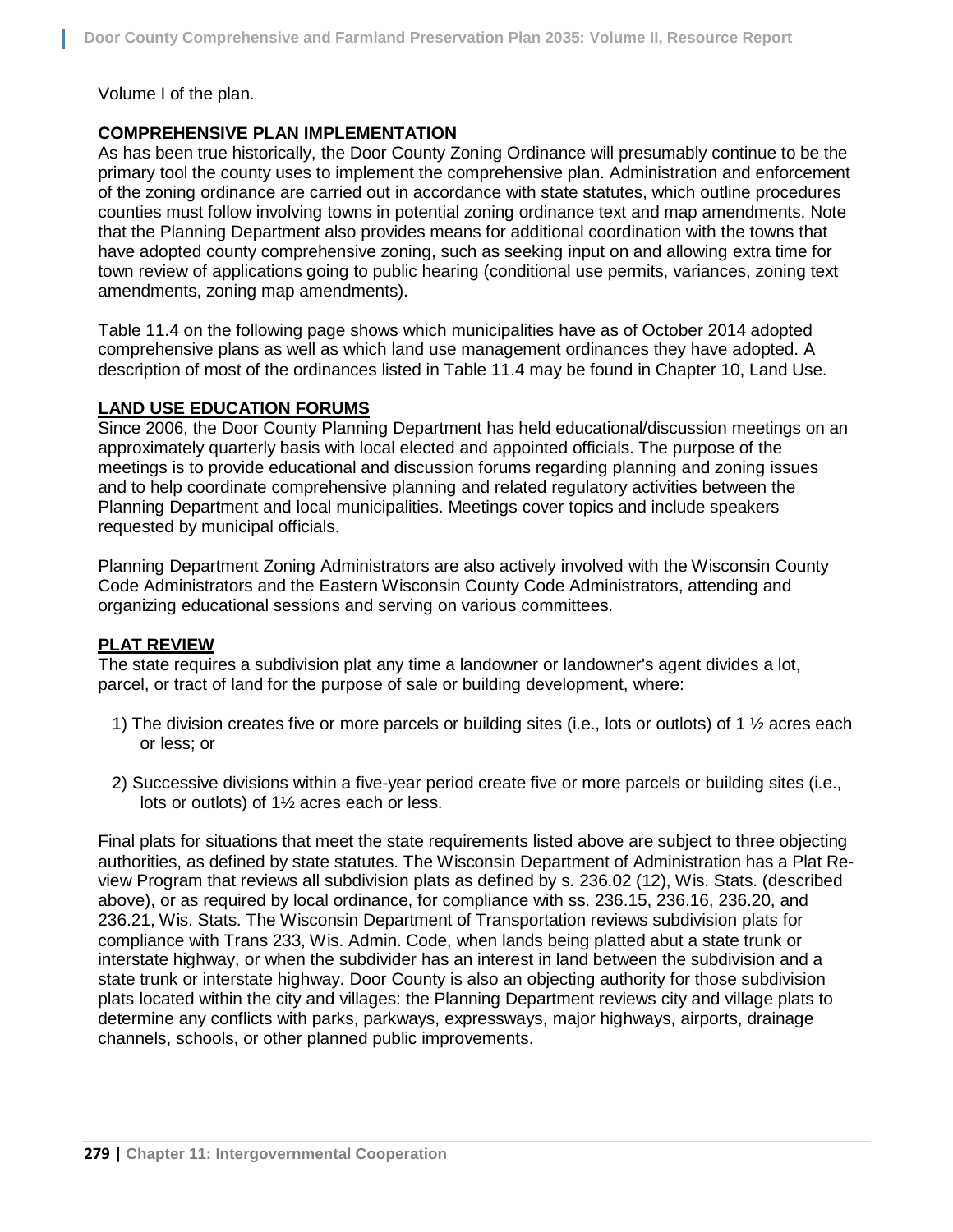Volume I of the plan.

## COMPREHENSIVE PLAN IMPLEMENTATION

As has been true historically, the Door County Zoning Ordinance will presumably continue to be the primary tool the county uses to implement the comprehensive plan. Administration and enforcement of the zoning ordinance are carried out in accordance with state statutes, which outline procedures counties must follow involving towns in potential zoning ordinance text and map amendments. Note that the Planning Department also provides means for additional coordination with the towns that have adopted county comprehensive zoning, such as seeking input on and allowing extra time for town review of applications going to public hearing (conditional use permits, variances, zoning text amendments, zoning map amendments).

Table 11.4 on the following page shows which municipalities have as of October 2014 adopted comprehensive plans as well as which land use management ordinances they have adopted. A description of most of the ordinances listed in Table 11.4 may be found in Chapter 10, Land Use.

### LAND USE EDUCATION FORUMS

Since 2006, the Door County Planning Department has held educational/discussion meetings on an approximately quarterly basis with local elected and appointed officials. The purpose of the meetings is to provide educational and discussion forums regarding planning and zoning issues and to help coordinate comprehensive planning and related regulatory activities between the Planning Department and local municipalities. Meetings cover topics and include speakers requested by municipal officials.

Planning Department Zoning Administrators are also actively involved with the Wisconsin County Code Administrators and the Eastern Wisconsin County Code Administrators, attending and organizing educational sessions and serving on various committees.

### PLAT REVIEW

The state requires a subdivision plat any time a landowner or landowner's agent divides a lot, parcel, or tract of land for the purpose of sale or building development, where:

1) The division creates five or more parcels or building sites (i.e., lots or outlots) of 1 ½ acres each or less; or

2) Successive divisions within a five-year period create five or more parcels or building sites (i.e., lots or outlots) of 1½ acres each or less.

Final plats for situations that meet the state requirements listed above are subject to three objecting authorities, as defined by state statutes. The Wisconsin Department of Administration has a Plat Review Program that reviews all subdivision plats as defined by s. 236.02 (12), Wis. Stats. (described above), or as required by local ordinance, for compliance with ss. 236.15, 236.16, 236.20, and 236.21, Wis. Stats. The Wisconsin Department of Transportation reviews subdivision plats for compliance with Trans 233, Wis. Admin. Code, when lands being platted abut a state trunk or interstate highway, or when the subdivider has an interest in land between the subdivision and a state trunk or interstate highway. Door County is also an objecting authority for those subdivision plats located within the city and villages: the Planning Department reviews city and village plats to determine any conflicts with parks, parkways, expressways, major highways, airports, drainage channels, schools, or other planned public improvements.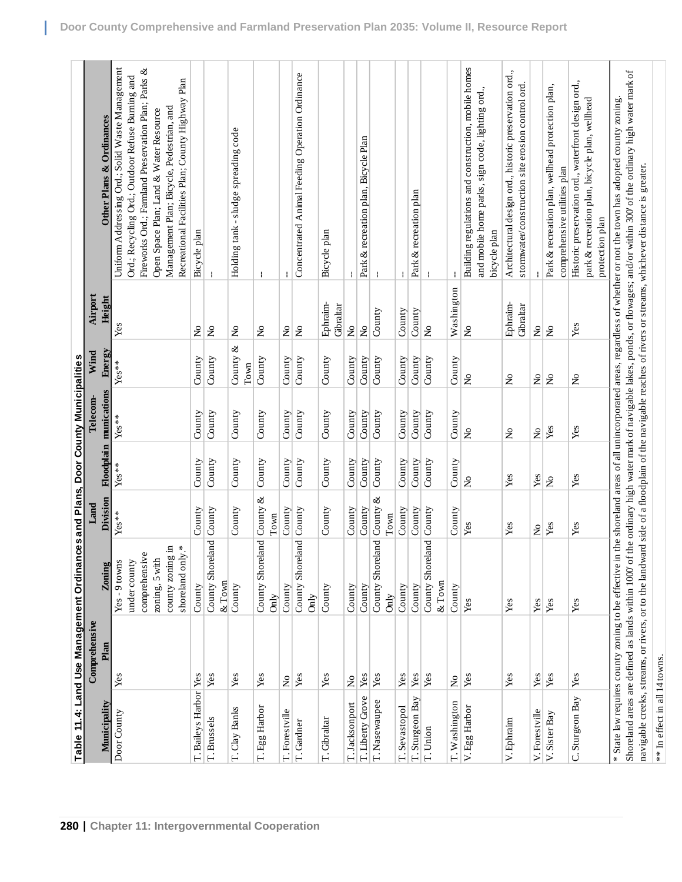Table 11.4: Land Use Management Ordinances and Plans, Door County Municipalities

| Municipality | Comprehensive Plan | Zoning | Land Division | Floodplain | Telecom-munications | Wind Energy | Airport Height | Other Plans & Ordinances |
|---|---|---|---|---|---|---|---|---|
| Door County | Yes | Yes - 9 towns under county comprehensive zoning, 5 with county zoning in shoreland only.* | Yes** | Yes** | Yes** | Yes** | Yes | Uniform Addressing Ord.; Solid Waste Management Ord.; Recycling Ord.; Outdoor Refuse Burning and Fireworks Ord.; Farmland Preservation Plan; Parks & Open Space Plan; Land & Water Resource Management Plan; Bicycle, Pedestrian, and Recreational Facilities Plan; County Highway Plan |
| T. Baileys Harbor | Yes | County | County | County | County | County | No | Bicycle plan |
| T. Brussels | Yes | County Shoreland & Town | County | County | County | County | No | -- |
| T. Clay Banks | Yes | County | County | County | County | County & Town | No | Holding tank - sludge spreading code |
| T. Egg Harbor | Yes | County Shoreland Only | County & Town | County | County | County | No | -- |
| T. Forestville | No | County | County | County | County | County | No | -- |
| T. Gardner | Yes | County Shoreland Only | County | County | County | County | No | Concentrated Animal Feeding Operation Ordinance |
| T. Gibraltar | Yes | County | County | County | County | County | Ephraim-Gibraltar | Bicycle plan |
| T. Jacksonport | No | County | County | County | County | County | No | -- |
| T. Liberty Grove | Yes | County | County | County | County | County | No | Park & recreation plan, Bicycle Plan |
| T. Nasewaupee | Yes | County Shoreland Only | County & Town | County | County | County | County | -- |
| T. Sevastopol | Yes | County | County | County | County | County | County | -- |
| T. Sturgeon Bay | Yes | County | County | County | County | County | County | Park & recreation plan |
| T. Union | Yes | County Shoreland & Town | County | County | County | County | No | -- |
| T. Washington | No | County | County | County | County | County | Washington | -- |
| V. Egg Harbor | Yes | Yes | Yes | No | No | No | No | Building regulations and construction, mobile homes and mobile home parks, sign code, lighting ord., bicycle plan |
| V. Ephraim | Yes | Yes | Yes | Yes | No | No | Ephraim-Gibraltar | Architectural design ord., historic preservation ord., stormwater/construction site erosion control ord. |
| V. Forestville | Yes | Yes | No | Yes | No | No | No | -- |
| V. Sister Bay | Yes | Yes | Yes | No | Yes | No | No | Park & recreation plan, wellhead protection plan, comprehensive utilities plan |
| C. Sturgeon Bay | Yes | Yes | Yes | Yes | Yes | No | Yes | Historic preservation ord., waterfront design ord., park & recreation plan, bicycle plan, wellhead protection plan |

\* State law requires county zoning to be effective in the shoreland areas of all unincorporated areas, regardless of whether or not the town has adopted county zoning. Shoreland areas are defined as lands within 1000' of the ordinary high water mark of navigable lakes, ponds, or flowages; and/or within 300' of the ordinary high water mark of navigable creeks, streams, or rivers, or to the landward side of a floodplain of the navigable reaches of rivers or streams, whichever distance is greater.

\*\* In effect in all 14 towns.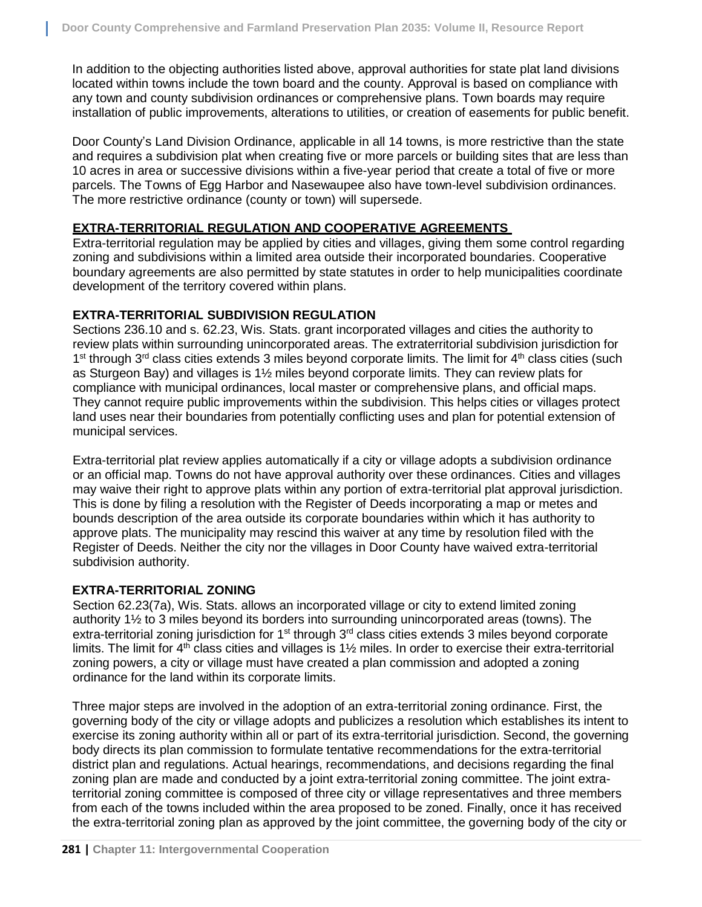In addition to the objecting authorities listed above, approval authorities for state plat land divisions located within towns include the town board and the county. Approval is based on compliance with any town and county subdivision ordinances or comprehensive plans. Town boards may require installation of public improvements, alterations to utilities, or creation of easements for public benefit.

Door County's Land Division Ordinance, applicable in all 14 towns, is more restrictive than the state and requires a subdivision plat when creating five or more parcels or building sites that are less than 10 acres in area or successive divisions within a five-year period that create a total of five or more parcels. The Towns of Egg Harbor and Nasewaupee also have town-level subdivision ordinances. The more restrictive ordinance (county or town) will supersede.

## EXTRA-TERRITORIAL REGULATION AND COOPERATIVE AGREEMENTS

Extra-territorial regulation may be applied by cities and villages, giving them some control regarding zoning and subdivisions within a limited area outside their incorporated boundaries. Cooperative boundary agreements are also permitted by state statutes in order to help municipalities coordinate development of the territory covered within plans.

### EXTRA-TERRITORIAL SUBDIVISION REGULATION

Sections 236.10 and s. 62.23, Wis. Stats. grant incorporated villages and cities the authority to review plats within surrounding unincorporated areas. The extraterritorial subdivision jurisdiction for 1st through 3rd class cities extends 3 miles beyond corporate limits. The limit for 4th class cities (such as Sturgeon Bay) and villages is 1½ miles beyond corporate limits. They can review plats for compliance with municipal ordinances, local master or comprehensive plans, and official maps. They cannot require public improvements within the subdivision. This helps cities or villages protect land uses near their boundaries from potentially conflicting uses and plan for potential extension of municipal services.

Extra-territorial plat review applies automatically if a city or village adopts a subdivision ordinance or an official map. Towns do not have approval authority over these ordinances. Cities and villages may waive their right to approve plats within any portion of extra-territorial plat approval jurisdiction. This is done by filing a resolution with the Register of Deeds incorporating a map or metes and bounds description of the area outside its corporate boundaries within which it has authority to approve plats. The municipality may rescind this waiver at any time by resolution filed with the Register of Deeds. Neither the city nor the villages in Door County have waived extra-territorial subdivision authority.

### EXTRA-TERRITORIAL ZONING

Section 62.23(7a), Wis. Stats. allows an incorporated village or city to extend limited zoning authority 1½ to 3 miles beyond its borders into surrounding unincorporated areas (towns). The extra-territorial zoning jurisdiction for 1st through 3rd class cities extends 3 miles beyond corporate limits. The limit for 4th class cities and villages is 1½ miles. In order to exercise their extra-territorial zoning powers, a city or village must have created a plan commission and adopted a zoning ordinance for the land within its corporate limits.

Three major steps are involved in the adoption of an extra-territorial zoning ordinance. First, the governing body of the city or village adopts and publicizes a resolution which establishes its intent to exercise its zoning authority within all or part of its extra-territorial jurisdiction. Second, the governing body directs its plan commission to formulate tentative recommendations for the extra-territorial district plan and regulations. Actual hearings, recommendations, and decisions regarding the final zoning plan are made and conducted by a joint extra-territorial zoning committee. The joint extra-territorial zoning committee is composed of three city or village representatives and three members from each of the towns included within the area proposed to be zoned. Finally, once it has received the extra-territorial zoning plan as approved by the joint committee, the governing body of the city or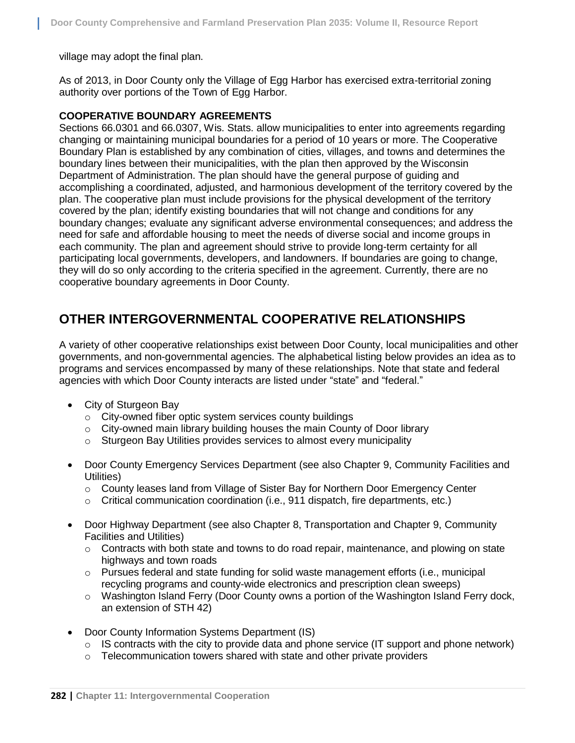village may adopt the final plan.

As of 2013, in Door County only the Village of Egg Harbor has exercised extra-territorial zoning authority over portions of the Town of Egg Harbor.

**COOPERATIVE BOUNDARY AGREEMENTS**

Sections 66.0301 and 66.0307, Wis. Stats. allow municipalities to enter into agreements regarding changing or maintaining municipal boundaries for a period of 10 years or more. The Cooperative Boundary Plan is established by any combination of cities, villages, and towns and determines the boundary lines between their municipalities, with the plan then approved by the Wisconsin Department of Administration. The plan should have the general purpose of guiding and accomplishing a coordinated, adjusted, and harmonious development of the territory covered by the plan. The cooperative plan must include provisions for the physical development of the territory covered by the plan; identify existing boundaries that will not change and conditions for any boundary changes; evaluate any significant adverse environmental consequences; and address the need for safe and affordable housing to meet the needs of diverse social and income groups in each community. The plan and agreement should strive to provide long-term certainty for all participating local governments, developers, and landowners. If boundaries are going to change, they will do so only according to the criteria specified in the agreement. Currently, there are no cooperative boundary agreements in Door County.

## OTHER INTERGOVERNMENTAL COOPERATIVE RELATIONSHIPS

A variety of other cooperative relationships exist between Door County, local municipalities and other governments, and non-governmental agencies. The alphabetical listing below provides an idea as to programs and services encompassed by many of these relationships. Note that state and federal agencies with which Door County interacts are listed under "state" and "federal."

- City of Sturgeon Bay
  - City-owned fiber optic system services county buildings
  - City-owned main library building houses the main County of Door library
  - Sturgeon Bay Utilities provides services to almost every municipality

- Door County Emergency Services Department (see also Chapter 9, Community Facilities and Utilities)
  - County leases land from Village of Sister Bay for Northern Door Emergency Center
  - Critical communication coordination (i.e., 911 dispatch, fire departments, etc.)

- Door Highway Department (see also Chapter 8, Transportation and Chapter 9, Community Facilities and Utilities)
  - Contracts with both state and towns to do road repair, maintenance, and plowing on state highways and town roads
  - Pursues federal and state funding for solid waste management efforts (i.e., municipal recycling programs and county-wide electronics and prescription clean sweeps)
  - Washington Island Ferry (Door County owns a portion of the Washington Island Ferry dock, an extension of STH 42)

- Door County Information Systems Department (IS)
  - IS contracts with the city to provide data and phone service (IT support and phone network)
  - Telecommunication towers shared with state and other private providers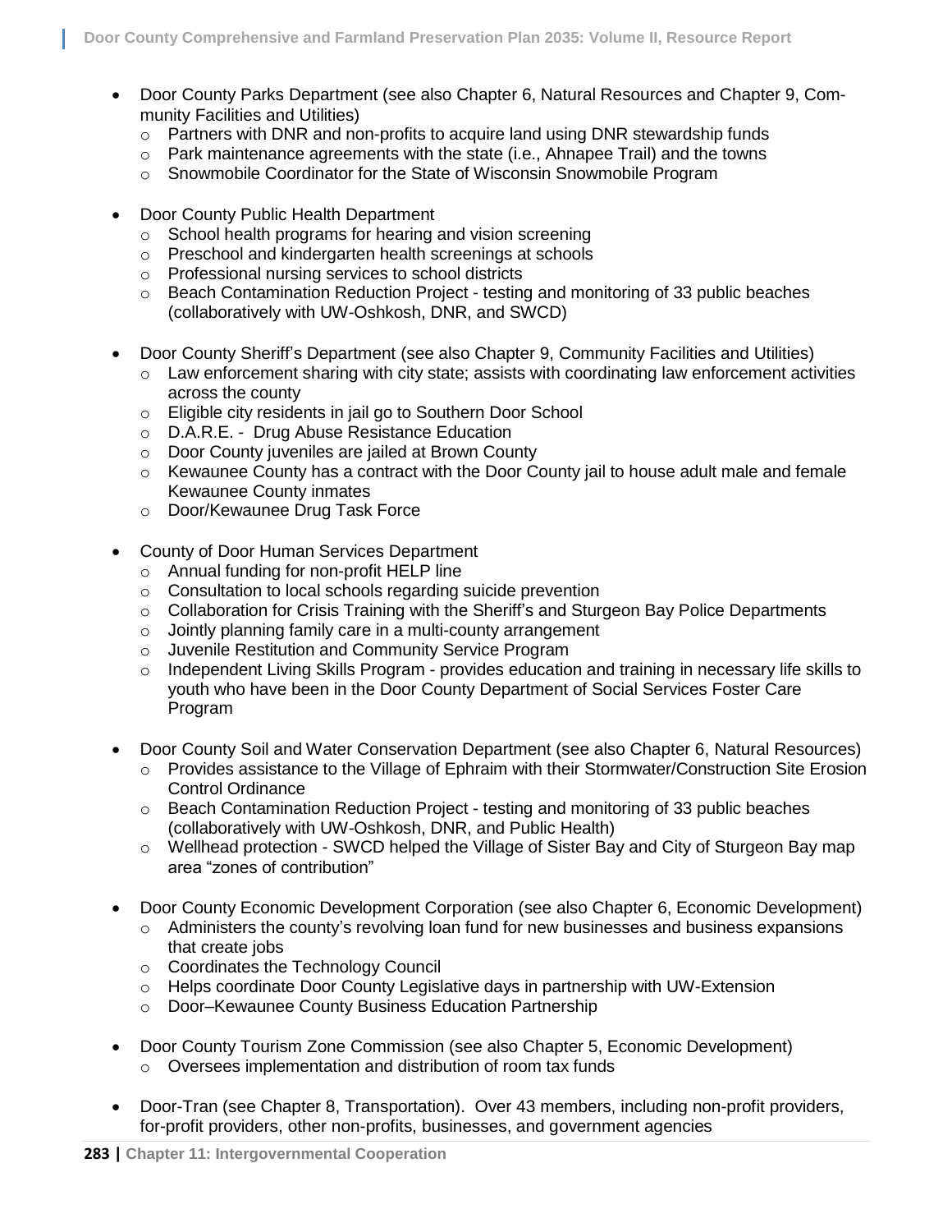- Door County Parks Department (see also Chapter 6, Natural Resources and Chapter 9, Community Facilities and Utilities)
  - Partners with DNR and non-profits to acquire land using DNR stewardship funds
  - Park maintenance agreements with the state (i.e., Ahnapee Trail) and the towns
  - Snowmobile Coordinator for the State of Wisconsin Snowmobile Program

- Door County Public Health Department
  - School health programs for hearing and vision screening
  - Preschool and kindergarten health screenings at schools
  - Professional nursing services to school districts
  - Beach Contamination Reduction Project - testing and monitoring of 33 public beaches (collaboratively with UW-Oshkosh, DNR, and SWCD)

- Door County Sheriff's Department (see also Chapter 9, Community Facilities and Utilities)
  - Law enforcement sharing with city state; assists with coordinating law enforcement activities across the county
  - Eligible city residents in jail go to Southern Door School
  - D.A.R.E. - Drug Abuse Resistance Education
  - Door County juveniles are jailed at Brown County
  - Kewaunee County has a contract with the Door County jail to house adult male and female Kewaunee County inmates
  - Door/Kewaunee Drug Task Force

- County of Door Human Services Department
  - Annual funding for non-profit HELP line
  - Consultation to local schools regarding suicide prevention
  - Collaboration for Crisis Training with the Sheriff's and Sturgeon Bay Police Departments
  - Jointly planning family care in a multi-county arrangement
  - Juvenile Restitution and Community Service Program
  - Independent Living Skills Program - provides education and training in necessary life skills to youth who have been in the Door County Department of Social Services Foster Care Program

- Door County Soil and Water Conservation Department (see also Chapter 6, Natural Resources)
  - Provides assistance to the Village of Ephraim with their Stormwater/Construction Site Erosion Control Ordinance
  - Beach Contamination Reduction Project - testing and monitoring of 33 public beaches (collaboratively with UW-Oshkosh, DNR, and Public Health)
  - Wellhead protection - SWCD helped the Village of Sister Bay and City of Sturgeon Bay map area "zones of contribution"

- Door County Economic Development Corporation (see also Chapter 6, Economic Development)
  - Administers the county's revolving loan fund for new businesses and business expansions that create jobs
  - Coordinates the Technology Council
  - Helps coordinate Door County Legislative days in partnership with UW-Extension
  - Door–Kewaunee County Business Education Partnership

- Door County Tourism Zone Commission (see also Chapter 5, Economic Development)
  - Oversees implementation and distribution of room tax funds

- Door-Tran (see Chapter 8, Transportation). Over 43 members, including non-profit providers, for-profit providers, other non-profits, businesses, and government agencies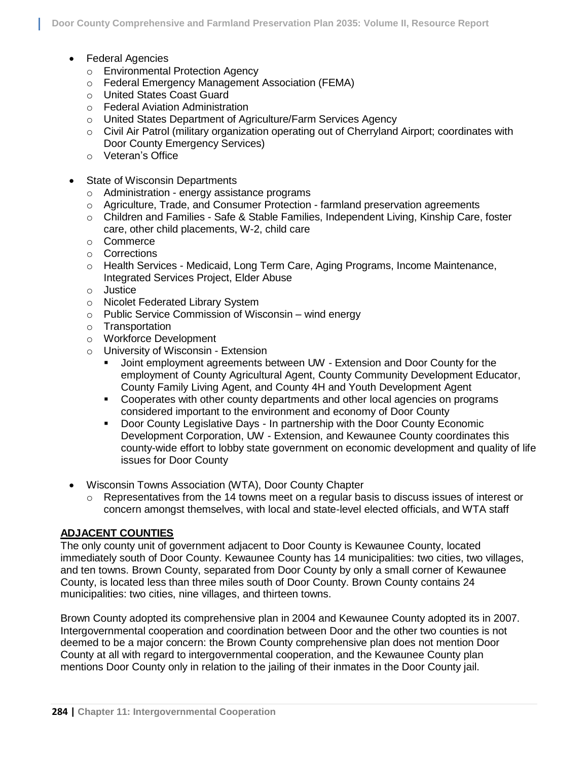- Federal Agencies
  - Environmental Protection Agency
  - Federal Emergency Management Association (FEMA)
  - United States Coast Guard
  - Federal Aviation Administration
  - United States Department of Agriculture/Farm Services Agency
  - Civil Air Patrol (military organization operating out of Cherryland Airport; coordinates with Door County Emergency Services)
  - Veteran's Office

- State of Wisconsin Departments
  - Administration - energy assistance programs
  - Agriculture, Trade, and Consumer Protection - farmland preservation agreements
  - Children and Families - Safe & Stable Families, Independent Living, Kinship Care, foster care, other child placements, W-2, child care
  - Commerce
  - Corrections
  - Health Services - Medicaid, Long Term Care, Aging Programs, Income Maintenance, Integrated Services Project, Elder Abuse
  - Justice
  - Nicolet Federated Library System
  - Public Service Commission of Wisconsin – wind energy
  - Transportation
  - Workforce Development
  - University of Wisconsin - Extension
    - Joint employment agreements between UW - Extension and Door County for the employment of County Agricultural Agent, County Community Development Educator, County Family Living Agent, and County 4H and Youth Development Agent
    - Cooperates with other county departments and other local agencies on programs considered important to the environment and economy of Door County
    - Door County Legislative Days - In partnership with the Door County Economic Development Corporation, UW - Extension, and Kewaunee County coordinates this county-wide effort to lobby state government on economic development and quality of life issues for Door County

- Wisconsin Towns Association (WTA), Door County Chapter
  - Representatives from the 14 towns meet on a regular basis to discuss issues of interest or concern amongst themselves, with local and state-level elected officials, and WTA staff

## ADJACENT COUNTIES

The only county unit of government adjacent to Door County is Kewaunee County, located immediately south of Door County. Kewaunee County has 14 municipalities: two cities, two villages, and ten towns. Brown County, separated from Door County by only a small corner of Kewaunee County, is located less than three miles south of Door County. Brown County contains 24 municipalities: two cities, nine villages, and thirteen towns.

Brown County adopted its comprehensive plan in 2004 and Kewaunee County adopted its in 2007. Intergovernmental cooperation and coordination between Door and the other two counties is not deemed to be a major concern: the Brown County comprehensive plan does not mention Door County at all with regard to intergovernmental cooperation, and the Kewaunee County plan mentions Door County only in relation to the jailing of their inmates in the Door County jail.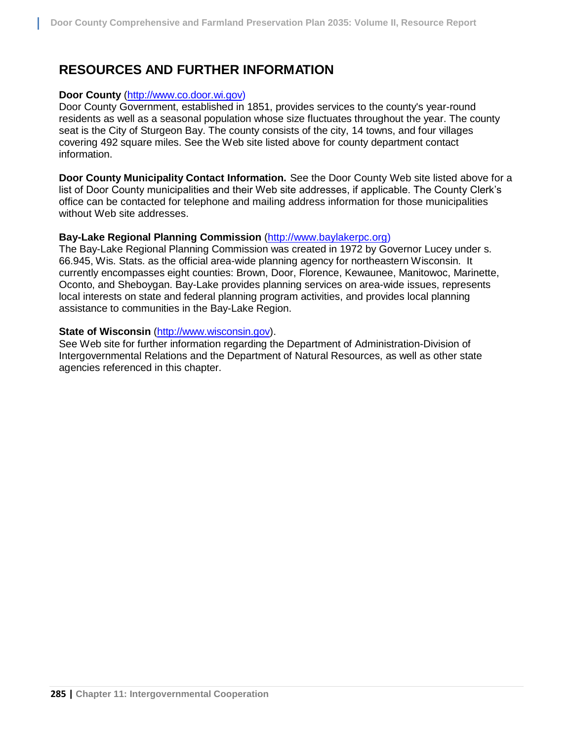## RESOURCES AND FURTHER INFORMATION

**Door County** (http://www.co.door.wi.gov)
Door County Government, established in 1851, provides services to the county's year-round residents as well as a seasonal population whose size fluctuates throughout the year. The county seat is the City of Sturgeon Bay. The county consists of the city, 14 towns, and four villages covering 492 square miles. See the Web site listed above for county department contact information.

**Door County Municipality Contact Information.** See the Door County Web site listed above for a list of Door County municipalities and their Web site addresses, if applicable. The County Clerk's office can be contacted for telephone and mailing address information for those municipalities without Web site addresses.

**Bay-Lake Regional Planning Commission** (http://www.baylakerpc.org)
The Bay-Lake Regional Planning Commission was created in 1972 by Governor Lucey under s. 66.945, Wis. Stats. as the official area-wide planning agency for northeastern Wisconsin. It currently encompasses eight counties: Brown, Door, Florence, Kewaunee, Manitowoc, Marinette, Oconto, and Sheboygan. Bay-Lake provides planning services on area-wide issues, represents local interests on state and federal planning program activities, and provides local planning assistance to communities in the Bay-Lake Region.

**State of Wisconsin** (http://www.wisconsin.gov).
See Web site for further information regarding the Department of Administration-Division of Intergovernmental Relations and the Department of Natural Resources, as well as other state agencies referenced in this chapter.